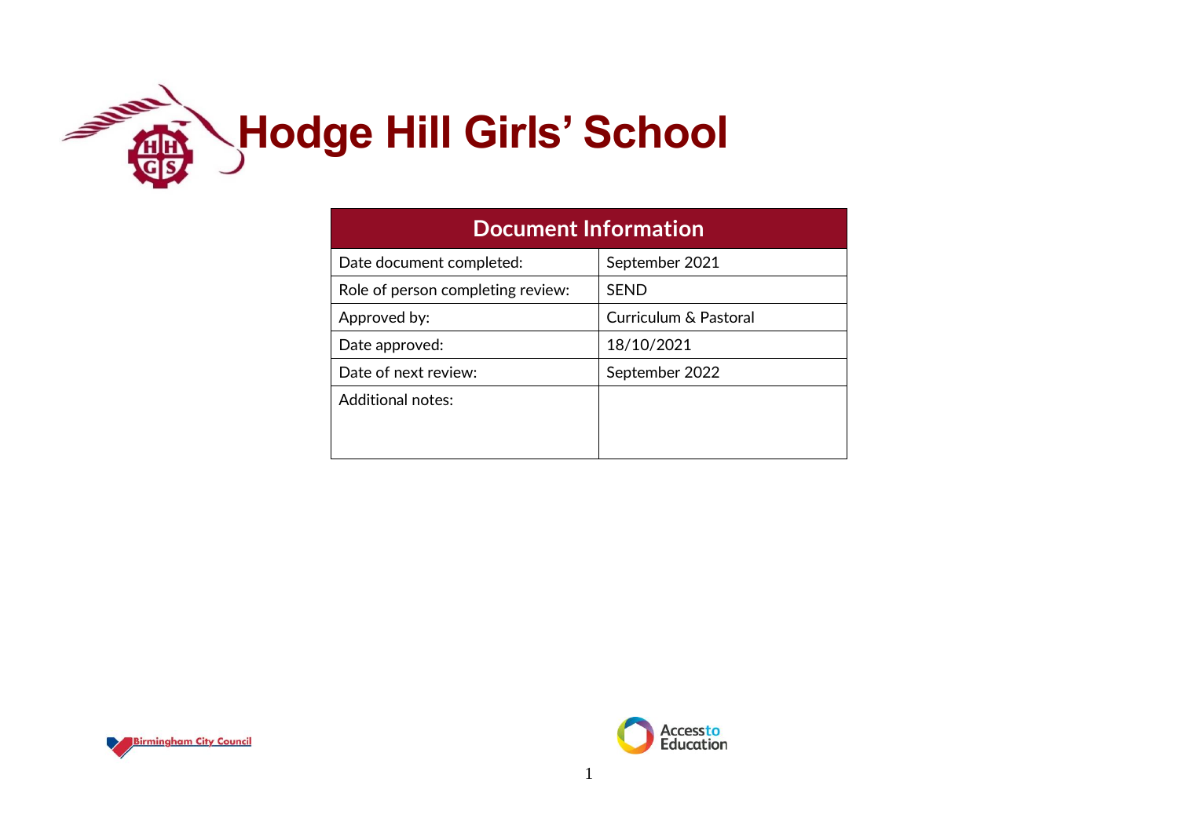# Hodge Hill Girls' School

| Document Information | |
|---|---|
| Date document completed: | September 2021 |
| Role of person completing review: | SEND |
| Approved by: | Curriculum & Pastoral |
| Date approved: | 18/10/2021 |
| Date of next review: | September 2022 |
| Additional notes: | |

Birmingham City Council

Access to Education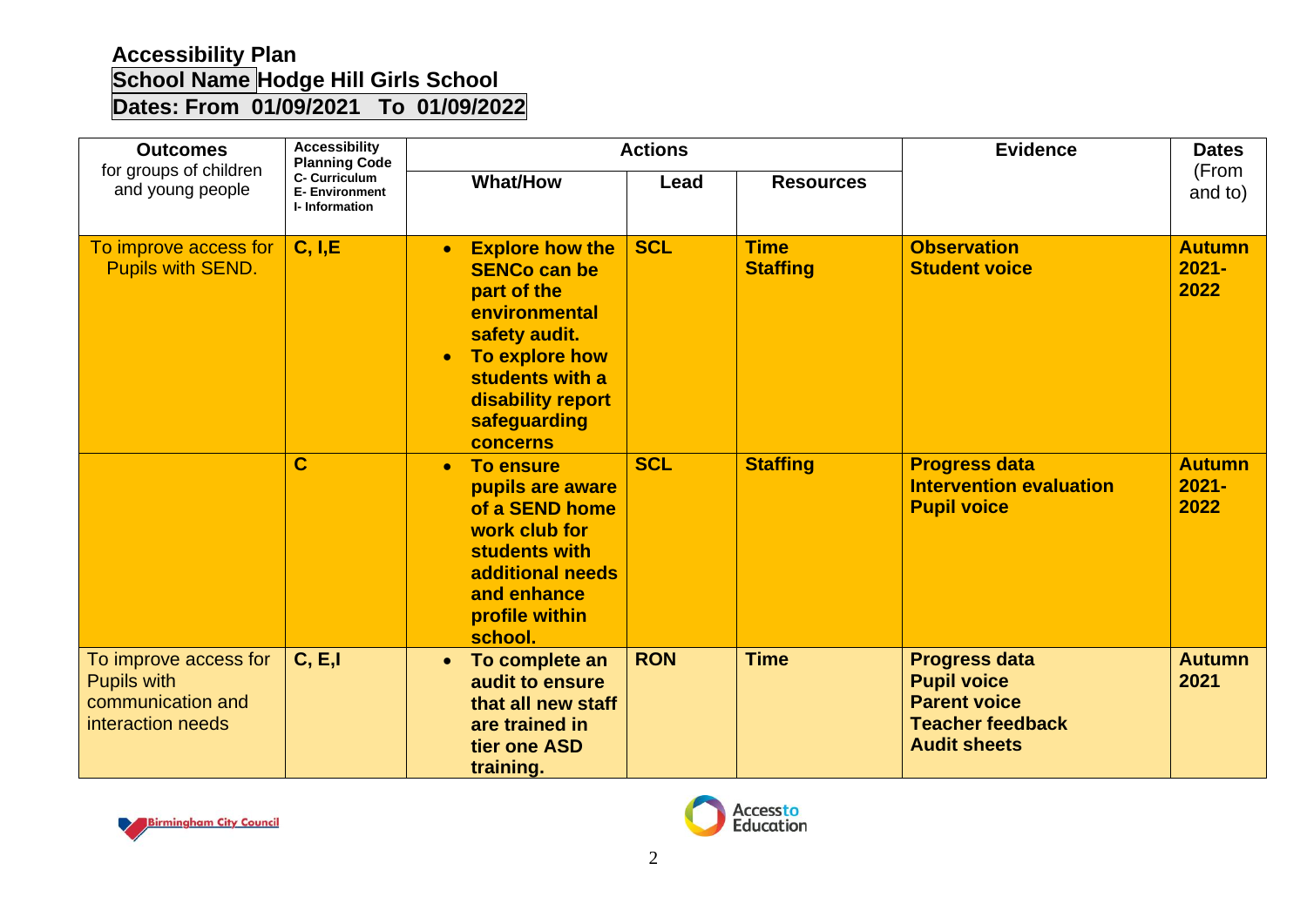# Accessibility Plan

**School Name** Hodge Hill Girls School

**Dates: From 01/09/2021 To 01/09/2022**

| Outcomes for groups of children and young people | Accessibility Planning Code C- Curriculum E- Environment I- Information | Actions | | | Evidence | Dates (From and to) |
|---|---|---|---|---|---|---|
| | | **What/How** | **Lead** | **Resources** | | |
| To improve access for Pupils with SEND. | **C, I,E** | • **Explore how the SENCo can be part of the environmental safety audit.** <br> • **To explore how students with a disability report safeguarding concerns** | **SCL** | **Time** <br> **Staffing** | **Observation** <br> **Student voice** | **Autumn 2021-2022** |
| | **C** | • **To ensure pupils are aware of a SEND home work club for students with additional needs and enhance profile within school.** | **SCL** | **Staffing** | **Progress data** <br> **Intervention evaluation** <br> **Pupil voice** | **Autumn 2021-2022** |
| To improve access for Pupils with communication and interaction needs | **C, E,I** | • **To complete an audit to ensure that all new staff are trained in tier one ASD training.** | **RON** | **Time** | **Progress data** <br> **Pupil voice** <br> **Parent voice** <br> **Teacher feedback** <br> **Audit sheets** | **Autumn 2021** |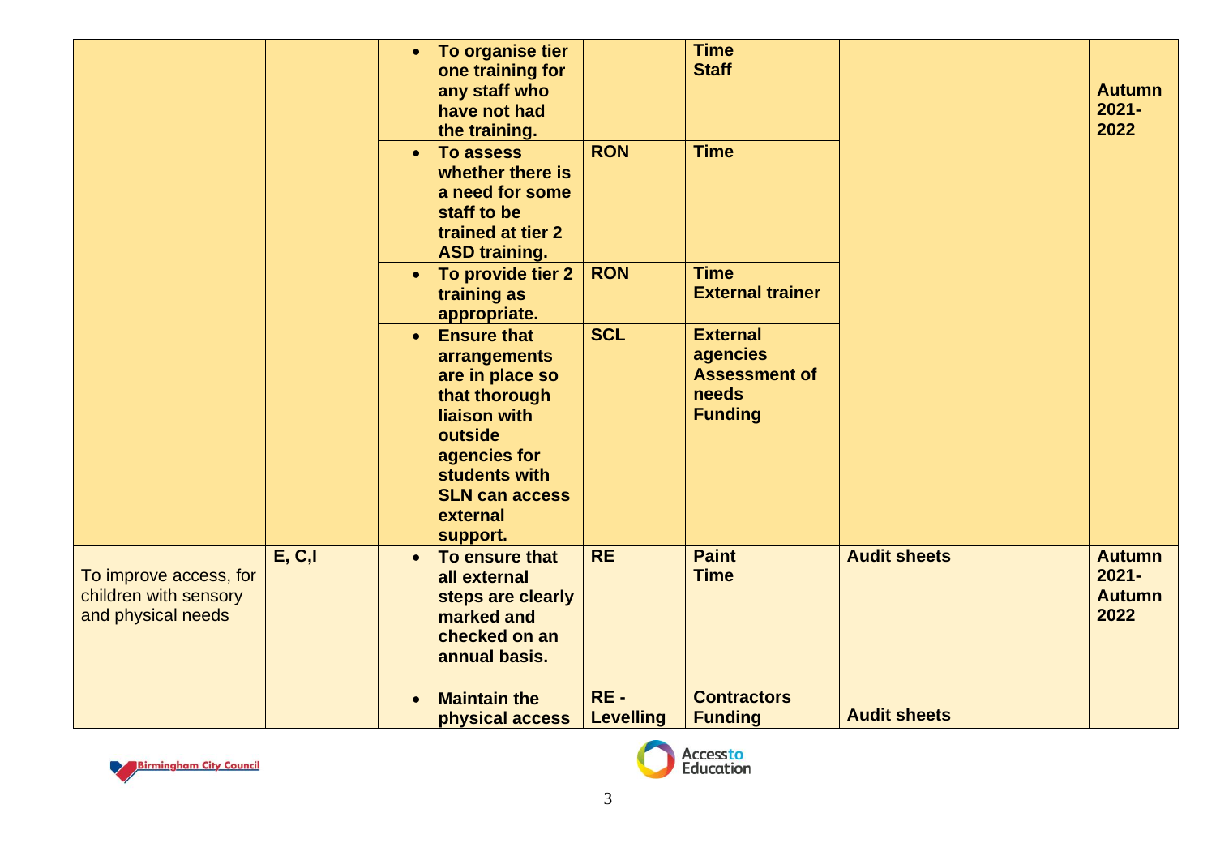| | | | | | | |
|---|---|---|---|---|---|---|
| | | • **To organise tier one training for any staff who have not had the training.** | | **Time Staff** | | **Autumn 2021-2022** |
| | | • **To assess whether there is a need for some staff to be trained at tier 2 ASD training.** | **RON** | **Time** | | |
| | | • **To provide tier 2 training as appropriate.** | **RON** | **Time External trainer** | | |
| | | • **Ensure that arrangements are in place so that thorough liaison with outside agencies for students with SLN can access external support.** | **SCL** | **External agencies Assessment of needs Funding** | | |
| To improve access, for children with sensory and physical needs | **E, C,I** | • **To ensure that all external steps are clearly marked and checked on an annual basis.** | **RE** | **Paint Time** | **Audit sheets** | **Autumn 2021- Autumn 2022** |
| | | • **Maintain the physical access** | **RE - Levelling** | **Contractors Funding** | **Audit sheets** | |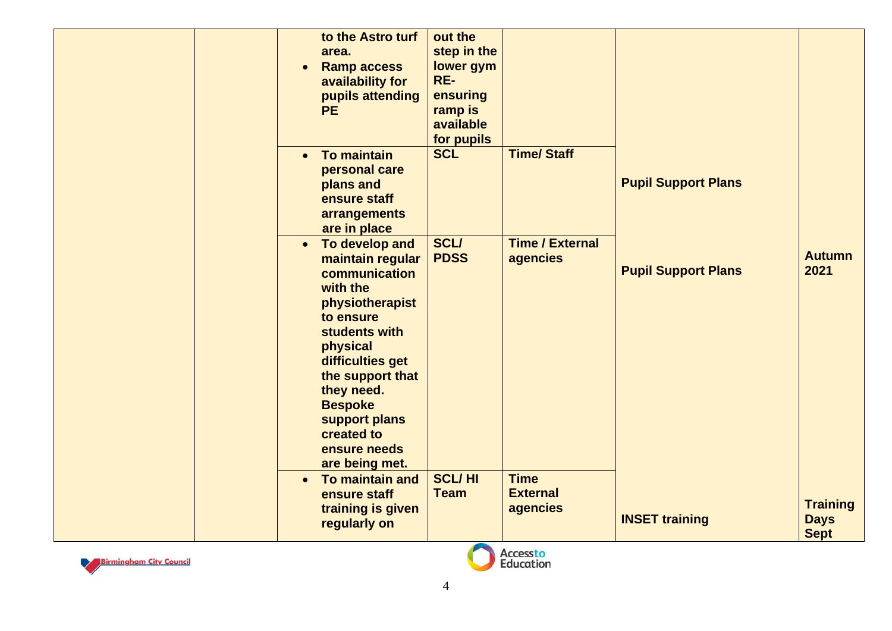| | | | | | | |
|---|---|---|---|---|---|---|
| | | to the Astro turf area.<br>• Ramp access availability for pupils attending PE | out the step in the lower gym RE-ensuring ramp is available for pupils | | | |
| | | • To maintain personal care plans and ensure staff arrangements are in place | SCL | Time/ Staff | Pupil Support Plans | |
| | | • To develop and maintain regular communication with the physiotherapist to ensure students with physical difficulties get the support that they need. Bespoke support plans created to ensure needs are being met. | SCL/ PDSS | Time / External agencies | Pupil Support Plans | Autumn 2021 |
| | | • To maintain and ensure staff training is given regularly on | SCL/ HI Team | Time External agencies | INSET training | Training Days Sept |

Birmingham City Council

Access to Education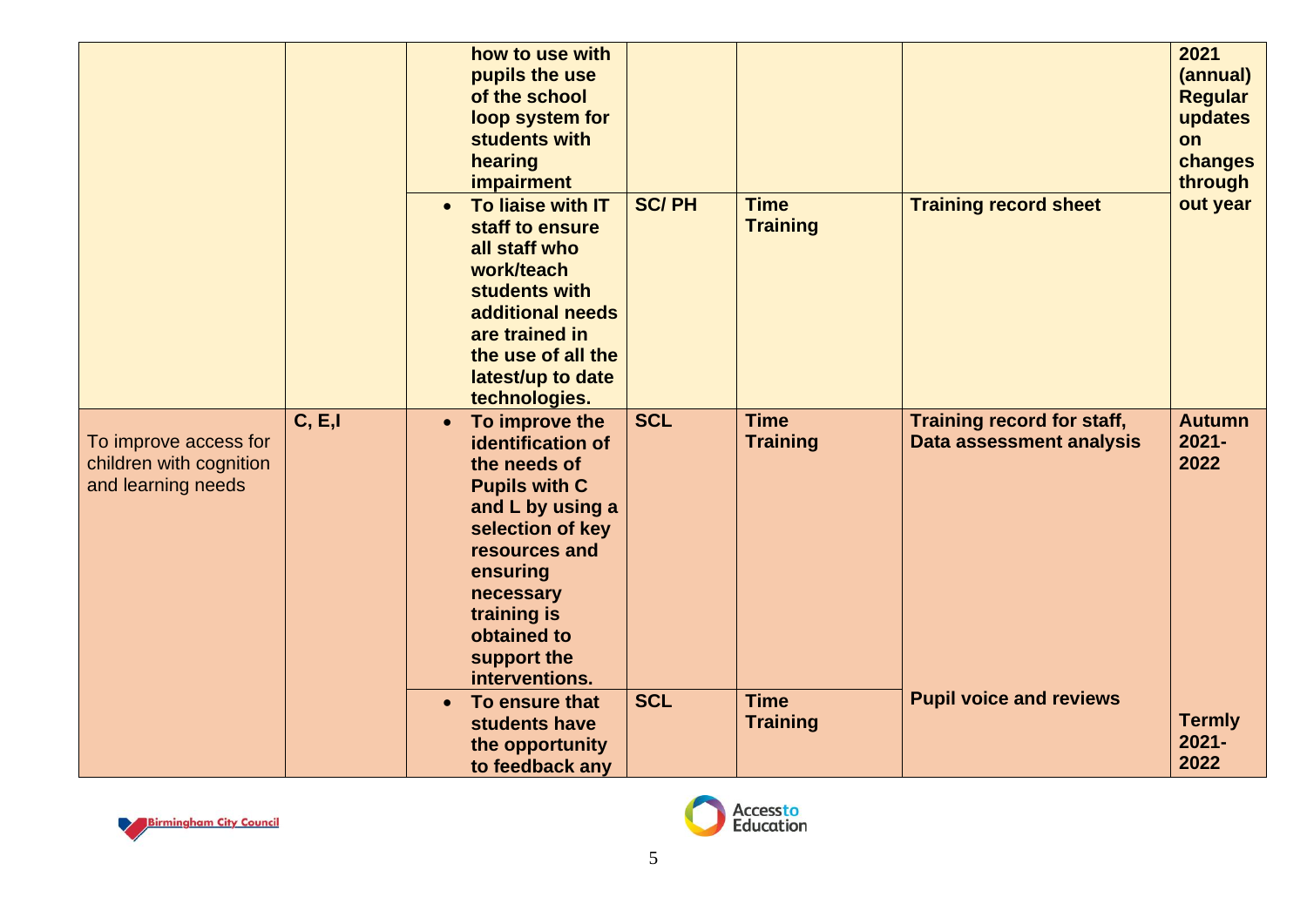| | | | | | | |
|---|---|---|---|---|---|---|
| | | **how to use with pupils the use of the school loop system for students with hearing impairment** | | | | **2021 (annual) Regular updates on changes through out year** |
| | | • **To liaise with IT staff to ensure all staff who work/teach students with additional needs are trained in the use of all the latest/up to date technologies.** | **SC/ PH** | **Time Training** | **Training record sheet** | |
| To improve access for children with cognition and learning needs | **C, E,I** | • **To improve the identification of the needs of Pupils with C and L by using a selection of key resources and ensuring necessary training is obtained to support the interventions.** | **SCL** | **Time Training** | **Training record for staff, Data assessment analysis** | **Autumn 2021-2022** |
| | | • **To ensure that students have the opportunity to feedback any** | **SCL** | **Time Training** | **Pupil voice and reviews** | **Termly 2021-2022** |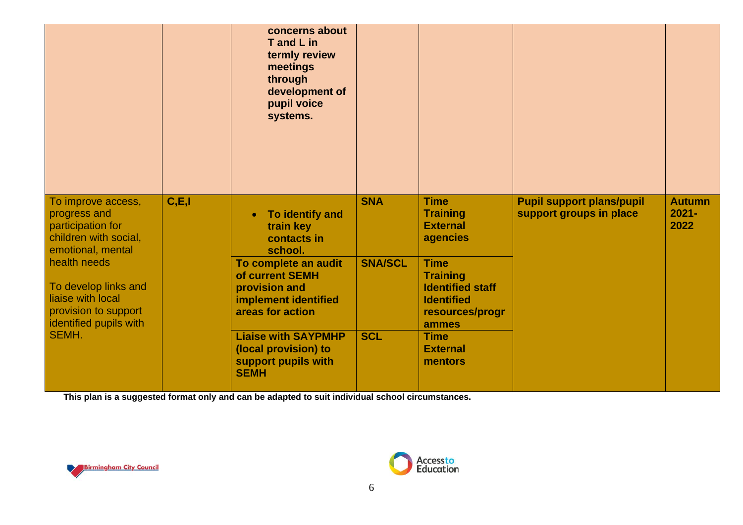| | | | | | | |
|---|---|---|---|---|---|---|
| | | **concerns about T and L in termly review meetings through development of pupil voice systems.** | | | | |
| To improve access, progress and participation for children with social, emotional, mental health needs<br><br>To develop links and liaise with local provision to support identified pupils with SEMH. | **C,E,I** | • **To identify and train key contacts in school.** | **SNA** | **Time**<br>**Training**<br>**External agencies** | **Pupil support plans/pupil support groups in place** | **Autumn 2021-2022** |
| | | **To complete an audit of current SEMH provision and implement identified areas for action** | **SNA/SCL** | **Time**<br>**Training**<br>**Identified staff**<br>**Identified resources/programmes** | | |
| | | **Liaise with SAYPMHP (local provision) to support pupils with SEMH** | **SCL** | **Time**<br>**External mentors** | | |

**This plan is a suggested format only and can be adapted to suit individual school circumstances.**